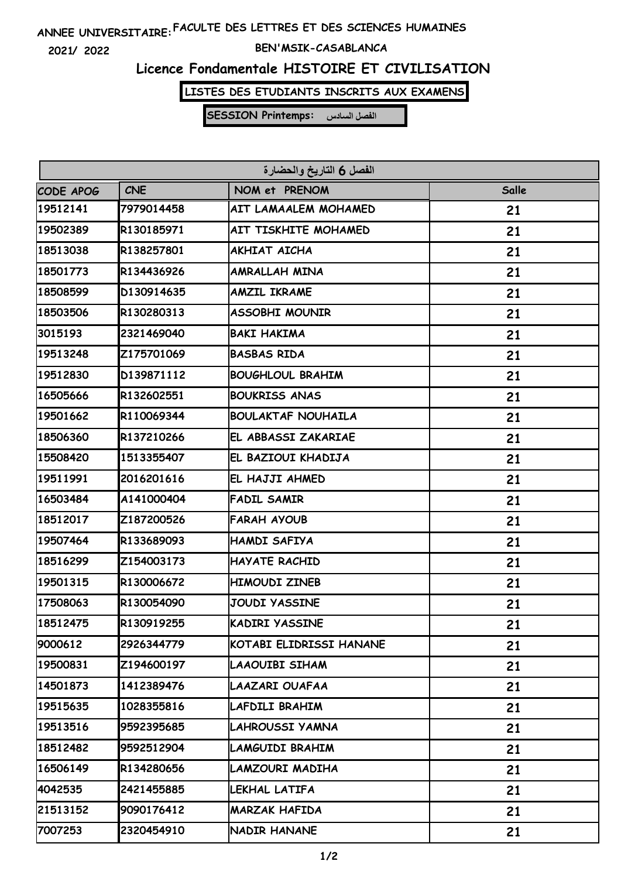ANNEE UNIVERSITAIRE: FACULTE DES LETTRES ET DES SCIENCES HUMAINES

2021/ 2022

BEN'MSIK-CASABLANCA

# Licence Fondamentale HISTOIRE ET CIVILISATION

**LISTES DES ETUDIANTS INSCRITS AUX EXAMENS**

**SESSION Printemps: الفصل السادس**

| الفصل 6 التاريخ والحضارة | | | |
|---|---|---|---|
| CODE APOG | CNE | NOM et PRENOM | Salle |
| 19512141 | 7979014458 | AIT LAMAALEM MOHAMED | 21 |
| 19502389 | R130185971 | AIT TISKHITE MOHAMED | 21 |
| 18513038 | R138257801 | AKHIAT AICHA | 21 |
| 18501773 | R134436926 | AMRALLAH MINA | 21 |
| 18508599 | D130914635 | AMZIL IKRAME | 21 |
| 18503506 | R130280313 | ASSOBHI MOUNIR | 21 |
| 3015193 | 2321469040 | BAKI HAKIMA | 21 |
| 19513248 | Z175701069 | BASBAS RIDA | 21 |
| 19512830 | D139871112 | BOUGHLOUL BRAHIM | 21 |
| 16505666 | R132602551 | BOUKRISS ANAS | 21 |
| 19501662 | R110069344 | BOULAKTAF NOUHAILA | 21 |
| 18506360 | R137210266 | EL ABBASSI ZAKARIAE | 21 |
| 15508420 | 1513355407 | EL BAZIOUI KHADIJA | 21 |
| 19511991 | 2016201616 | EL HAJJI AHMED | 21 |
| 16503484 | A141000404 | FADIL SAMIR | 21 |
| 18512017 | Z187200526 | FARAH AYOUB | 21 |
| 19507464 | R133689093 | HAMDI SAFIYA | 21 |
| 18516299 | Z154003173 | HAYATE RACHID | 21 |
| 19501315 | R130006672 | HIMOUDI ZINEB | 21 |
| 17508063 | R130054090 | JOUDI YASSINE | 21 |
| 18512475 | R130919255 | KADIRI YASSINE | 21 |
| 9000612 | 2926344779 | KOTABI ELIDRISSI HANANE | 21 |
| 19500831 | Z194600197 | LAAOUIBI SIHAM | 21 |
| 14501873 | 1412389476 | LAAZARI OUAFAA | 21 |
| 19515635 | 1028355816 | LAFDILI BRAHIM | 21 |
| 19513516 | 9592395685 | LAHROUSSI YAMNA | 21 |
| 18512482 | 9592512904 | LAMGUIDI BRAHIM | 21 |
| 16506149 | R134280656 | LAMZOURI MADIHA | 21 |
| 4042535 | 2421455885 | LEKHAL LATIFA | 21 |
| 21513152 | 9090176412 | MARZAK HAFIDA | 21 |
| 7007253 | 2320454910 | NADIR HANANE | 21 |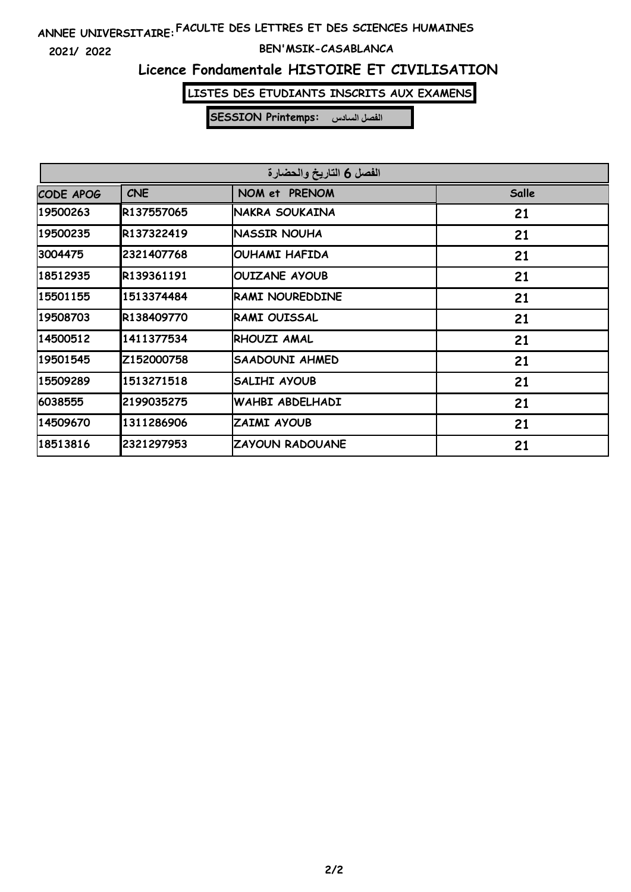ANNEE UNIVERSITAIRE: FACULTE DES LETTRES ET DES SCIENCES HUMAINES

2021/ 2022 BEN'MSIK-CASABLANCA

# Licence Fondamentale HISTOIRE ET CIVILISATION

**LISTES DES ETUDIANTS INSCRITS AUX EXAMENS**

**SESSION Printemps: الفصل السادس**

| الفصل 6 التاريخ والحضارة | | | |
|---|---|---|---|
| CODE APOG | CNE | NOM et PRENOM | Salle |
| 19500263 | R137557065 | NAKRA SOUKAINA | 21 |
| 19500235 | R137322419 | NASSIR NOUHA | 21 |
| 3004475 | 2321407768 | OUHAMI HAFIDA | 21 |
| 18512935 | R139361191 | OUIZANE AYOUB | 21 |
| 15501155 | 1513374484 | RAMI NOUREDDINE | 21 |
| 19508703 | R138409770 | RAMI OUISSAL | 21 |
| 14500512 | 1411377534 | RHOUZI AMAL | 21 |
| 19501545 | Z152000758 | SAADOUNI AHMED | 21 |
| 15509289 | 1513271518 | SALIHI AYOUB | 21 |
| 6038555 | 2199035275 | WAHBI ABDELHADI | 21 |
| 14509670 | 1311286906 | ZAIMI AYOUB | 21 |
| 18513816 | 2321297953 | ZAYOUN RADOUANE | 21 |